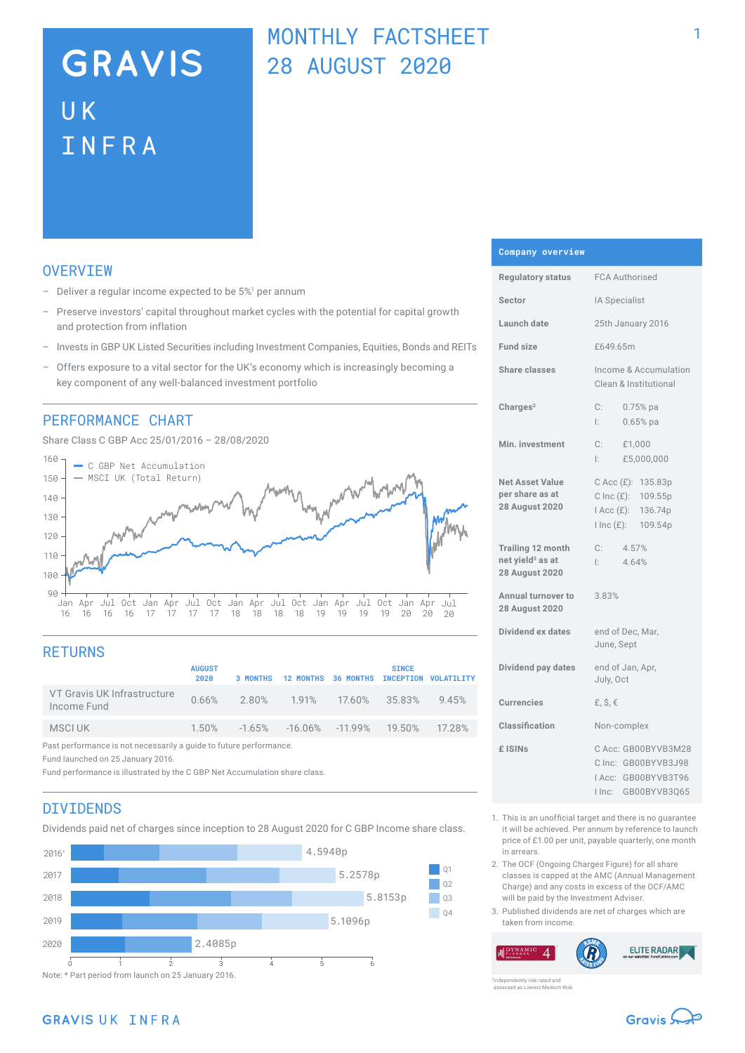# GRAVIS UK INFRA

# MONTHLY FACTSHEET 28 AUGUST 2020

## OVERVIEW

- Deliver a regular income expected to be 5%[1] per annum
- Preserve investors' capital throughout market cycles with the potential for capital growth and protection from inflation
- Invests in GBP UK Listed Securities including Investment Companies, Equities, Bonds and REITs
- Offers exposure to a vital sector for the UK's economy which is increasingly becoming a key component of any well-balanced investment portfolio

## PERFORMANCE CHART

Share Class C GBP Acc 25/01/2016 – 28/08/2020

- C GBP Net Accumulation
- MSCI UK (Total Return)

## RETURNS

| | AUGUST 2020 | 3 MONTHS | 12 MONTHS | 36 MONTHS | SINCE INCEPTION | VOLATILITY |
|---|---|---|---|---|---|---|
| VT Gravis UK Infrastructure Income Fund | 0.66% | 2.80% | 1.91% | 17.60% | 35.83% | 9.45% |
| MSCI UK | 1.50% | -1.65% | -16.06% | -11.99% | 19.50% | 17.28% |

Past performance is not necessarily a guide to future performance.
Fund launched on 25 January 2016.
Fund performance is illustrated by the C GBP Net Accumulation share class.

## DIVIDENDS

Dividends paid net of charges since inception to 28 August 2020 for C GBP Income share class.

| Year | Total (Q1–Q4) |
|---|---|
| 2016* | 4.5940p |
| 2017 | 5.2578p |
| 2018 | 5.8153p |
| 2019 | 5.1096p |
| 2020 | 2.4085p |

Note: * Part period from launch on 25 January 2016.

## Company overview

| | |
|---|---|
| Regulatory status | FCA Authorised |
| Sector | IA Specialist |
| Launch date | 25th January 2016 |
| Fund size | £649.65m |
| Share classes | Income & Accumulation Clean & Institutional |
| Charges[2] | C: 0.75% pa<br>I: 0.65% pa |
| Min. investment | C: £1,000<br>I: £5,000,000 |
| Net Asset Value per share as at 28 August 2020 | C Acc (£): 135.83p<br>C Inc (£): 109.55p<br>I Acc (£): 136.74p<br>I Inc (£): 109.54p |
| Trailing 12 month net yield[3] as at 28 August 2020 | C: 4.57%<br>I: 4.64% |
| Annual turnover to 28 August 2020 | 3.83% |
| Dividend ex dates | end of Dec, Mar, June, Sept |
| Dividend pay dates | end of Jan, Apr, July, Oct |
| Currencies | £, $, € |
| Classification | Non-complex |
| £ ISINs | C Acc: GB00BYVB3M28<br>C Inc: GB00BYVB3J98<br>I Acc: GB00BYVB3T96<br>I Inc: GB00BYVB3Q65 |

1. This is an unofficial target and there is no guarantee it will be achieved. Per annum by reference to launch price of £1.00 per unit, payable quarterly, one month in arrears.
2. The OCF (Ongoing Charges Figure) for all share classes is capped at the AMC (Annual Management Charge) and any costs in excess of the OCF/AMC will be paid by the Investment Adviser.
3. Published dividends are net of charges which are taken from income.

[1]Independently risk-rated and assessed as Lowest Medium Risk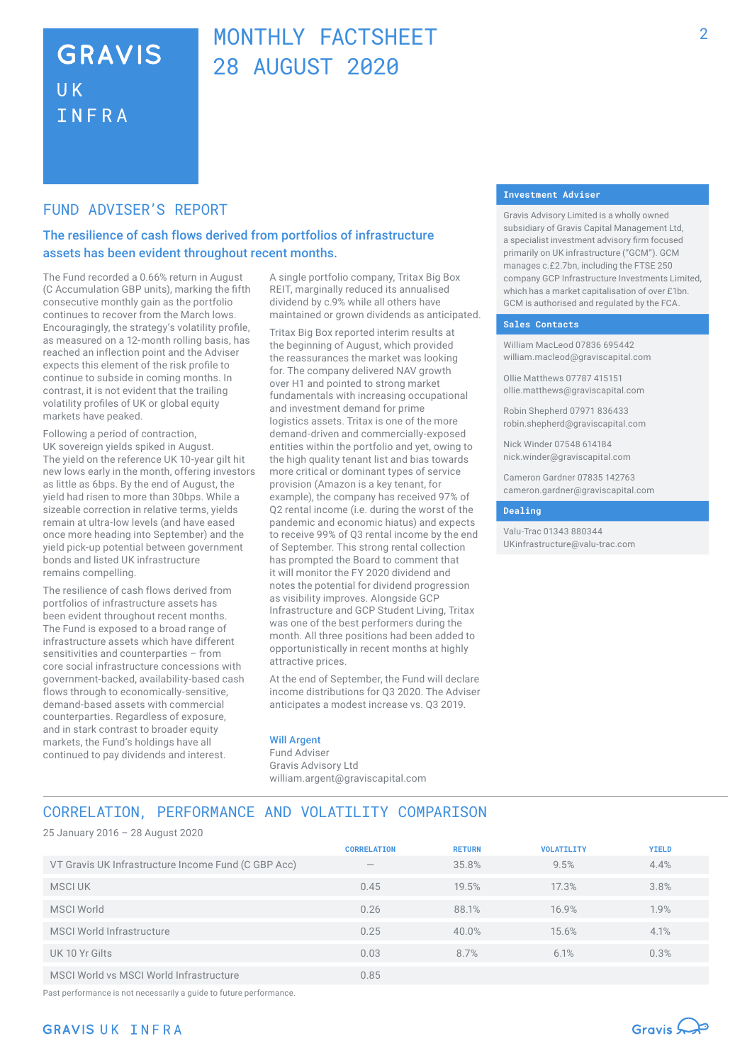# GRAVIS UK INFRA

# MONTHLY FACTSHEET 28 AUGUST 2020

## FUND ADVISER'S REPORT

### The resilience of cash flows derived from portfolios of infrastructure assets has been evident throughout recent months.

The Fund recorded a 0.66% return in August (C Accumulation GBP units), marking the fifth consecutive monthly gain as the portfolio continues to recover from the March lows. Encouragingly, the strategy's volatility profile, as measured on a 12-month rolling basis, has reached an inflection point and the Adviser expects this element of the risk profile to continue to subside in coming months. In contrast, it is not evident that the trailing volatility profiles of UK or global equity markets have peaked.

Following a period of contraction, UK sovereign yields spiked in August. The yield on the reference UK 10-year gilt hit new lows early in the month, offering investors as little as 6bps. By the end of August, the yield had risen to more than 30bps. While a sizeable correction in relative terms, yields remain at ultra-low levels (and have eased once more heading into September) and the yield pick-up potential between government bonds and listed UK infrastructure remains compelling.

The resilience of cash flows derived from portfolios of infrastructure assets has been evident throughout recent months. The Fund is exposed to a broad range of infrastructure assets which have different sensitivities and counterparties – from core social infrastructure concessions with government-backed, availability-based cash flows through to economically-sensitive, demand-based assets with commercial counterparties. Regardless of exposure, and in stark contrast to broader equity markets, the Fund's holdings have all continued to pay dividends and interest.

A single portfolio company, Tritax Big Box REIT, marginally reduced its annualised dividend by c.9% while all others have maintained or grown dividends as anticipated.

Tritax Big Box reported interim results at the beginning of August, which provided the reassurances the market was looking for. The company delivered NAV growth over H1 and pointed to strong market fundamentals with increasing occupational and investment demand for prime logistics assets. Tritax is one of the more demand-driven and commercially-exposed entities within the portfolio and yet, owing to the high quality tenant list and bias towards more critical or dominant types of service provision (Amazon is a key tenant, for example), the company has received 97% of Q2 rental income (i.e. during the worst of the pandemic and economic hiatus) and expects to receive 99% of Q3 rental income by the end of September. This strong rental collection has prompted the Board to comment that it will monitor the FY 2020 dividend and notes the potential for dividend progression as visibility improves. Alongside GCP Infrastructure and GCP Student Living, Tritax was one of the best performers during the month. All three positions had been added to opportunistically in recent months at highly attractive prices.

At the end of September, the Fund will declare income distributions for Q3 2020. The Adviser anticipates a modest increase vs. Q3 2019.

**Will Argent**
Fund Adviser
Gravis Advisory Ltd
william.argent@graviscapital.com

### Investment Adviser

Gravis Advisory Limited is a wholly owned subsidiary of Gravis Capital Management Ltd, a specialist investment advisory firm focused primarily on UK infrastructure ("GCM"). GCM manages c.£2.7bn, including the FTSE 250 company GCP Infrastructure Investments Limited, which has a market capitalisation of over £1bn. GCM is authorised and regulated by the FCA.

### Sales Contacts

William MacLeod 07836 695442
william.macleod@graviscapital.com

Ollie Matthews 07787 415151
ollie.matthews@graviscapital.com

Robin Shepherd 07971 836433
robin.shepherd@graviscapital.com

Nick Winder 07548 614184
nick.winder@graviscapital.com

Cameron Gardner 07835 142763
cameron.gardner@graviscapital.com

### Dealing

Valu-Trac 01343 880344
UKinfrastructure@valu-trac.com

## CORRELATION, PERFORMANCE AND VOLATILITY COMPARISON

25 January 2016 – 28 August 2020

| | CORRELATION | RETURN | VOLATILITY | YIELD |
|---|---|---|---|---|
| VT Gravis UK Infrastructure Income Fund (C GBP Acc) | – | 35.8% | 9.5% | 4.4% |
| MSCI UK | 0.45 | 19.5% | 17.3% | 3.8% |
| MSCI World | 0.26 | 88.1% | 16.9% | 1.9% |
| MSCI World Infrastructure | 0.25 | 40.0% | 15.6% | 4.1% |
| UK 10 Yr Gilts | 0.03 | 8.7% | 6.1% | 0.3% |
| MSCI World vs MSCI World Infrastructure | 0.85 | | | |

Past performance is not necessarily a guide to future performance.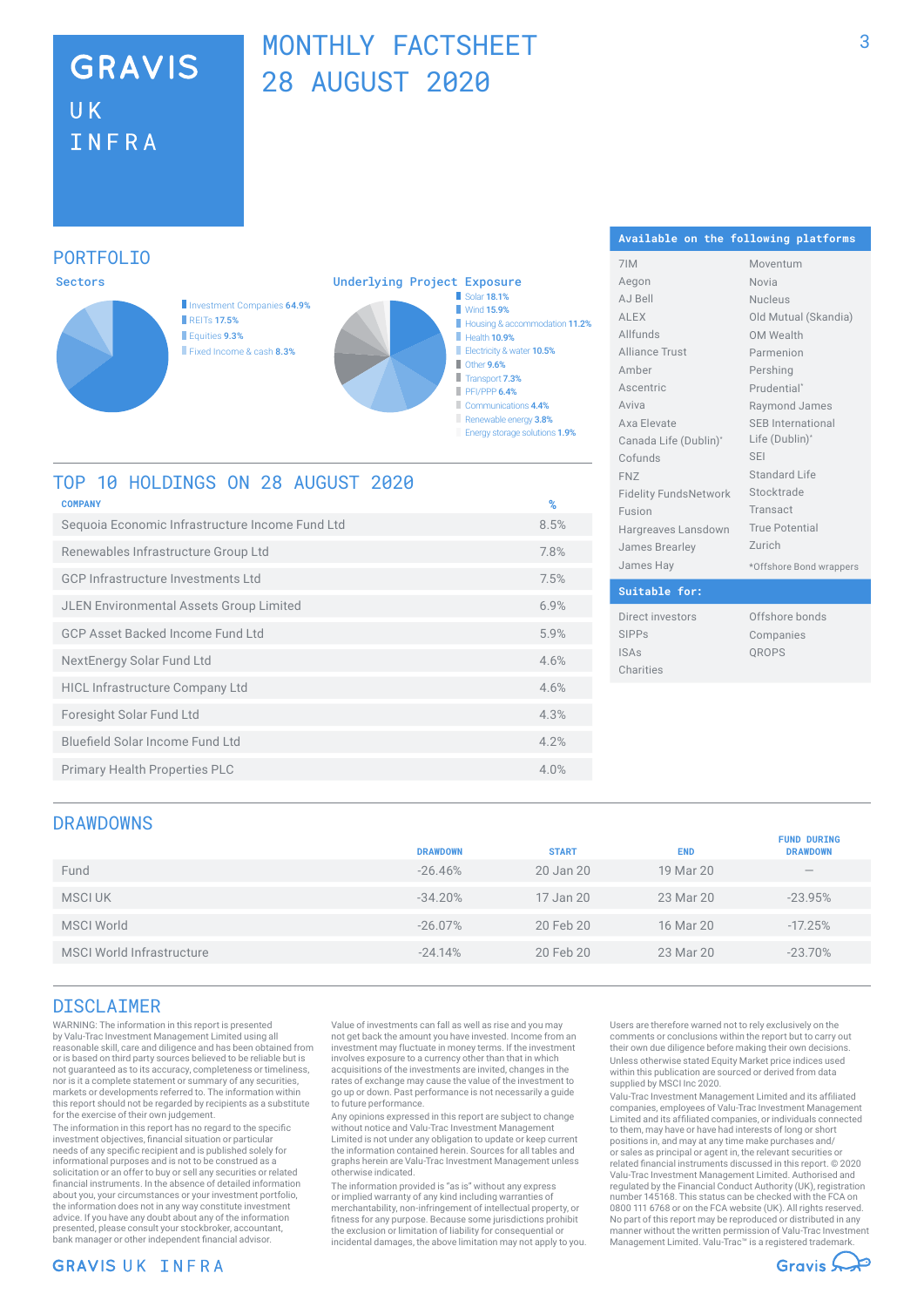# GRAVIS UK INFRA

# MONTHLY FACTSHEET 28 AUGUST 2020

## PORTFOLIO

### Sectors

Investment Companies 64.9%
REITs 17.5%
Equities 9.3%
Fixed Income & cash 8.3%

### Underlying Project Exposure

Solar 18.1%
Wind 15.9%
Housing & accommodation 11.2%
Health 10.9%
Electricity & water 10.5%
Other 9.6%
Transport 7.3%
PFI/PPP 6.4%
Communications 4.4%
Renewable energy 3.8%
Energy storage solutions 1.9%

## TOP 10 HOLDINGS ON 28 AUGUST 2020

| COMPANY | % |
|---|---|
| Sequoia Economic Infrastructure Income Fund Ltd | 8.5% |
| Renewables Infrastructure Group Ltd | 7.8% |
| GCP Infrastructure Investments Ltd | 7.5% |
| JLEN Environmental Assets Group Limited | 6.9% |
| GCP Asset Backed Income Fund Ltd | 5.9% |
| NextEnergy Solar Fund Ltd | 4.6% |
| HICL Infrastructure Company Ltd | 4.6% |
| Foresight Solar Fund Ltd | 4.3% |
| Bluefield Solar Income Fund Ltd | 4.2% |
| Primary Health Properties PLC | 4.0% |

### Available on the following platforms

7IM
Aegon
AJ Bell
ALEX
Allfunds
Alliance Trust
Amber
Ascentric
Aviva
Axa Elevate
Canada Life (Dublin)*
Cofunds
FNZ
Fidelity FundsNetwork
Fusion
Hargreaves Lansdown
James Brearley
James Hay
Moventum
Novia
Nucleus
Old Mutual (Skandia)
OM Wealth
Parmenion
Pershing
Prudential*
Raymond James
SEB International Life (Dublin)*
SEI
Standard Life
Stocktrade
Transact
True Potential
Zurich

*Offshore Bond wrappers

### Suitable for:

Direct investors
SIPPs
ISAs
Charities
Offshore bonds
Companies
QROPS

## DRAWDOWNS

| | DRAWDOWN | START | END | FUND DURING DRAWDOWN |
|---|---|---|---|---|
| Fund | -26.46% | 20 Jan 20 | 19 Mar 20 | — |
| MSCI UK | -34.20% | 17 Jan 20 | 23 Mar 20 | -23.95% |
| MSCI World | -26.07% | 20 Feb 20 | 16 Mar 20 | -17.25% |
| MSCI World Infrastructure | -24.14% | 20 Feb 20 | 23 Mar 20 | -23.70% |

## DISCLAIMER

WARNING: The information in this report is presented by Valu-Trac Investment Management Limited using all reasonable skill, care and diligence and has been obtained from or is based on third party sources believed to be reliable but is not guaranteed as to its accuracy, completeness or timeliness, nor is it a complete statement or summary of any securities, markets or developments referred to. The information within this report should not be regarded by recipients as a substitute for the exercise of their own judgement.

The information in this report has no regard to the specific investment objectives, financial situation or particular needs of any specific recipient and is published solely for informational purposes and is not to be construed as a solicitation or an offer to buy or sell any securities or related financial instruments. In the absence of detailed information about you, your circumstances or your investment portfolio, the information does not in any way constitute investment advice. If you have any doubt about any of the information presented, please consult your stockbroker, accountant, bank manager or other independent financial advisor.

Value of investments can fall as well as rise and you may not get back the amount you have invested. Income from an investment may fluctuate in money terms. If the investment involves exposure to a currency other than that in which acquisitions of the investments are invited, changes in the rates of exchange may cause the value of the investment to go up or down. Past performance is not necessarily a guide to future performance.

Any opinions expressed in this report are subject to change without notice and Valu-Trac Investment Management Limited is not under any obligation to update or keep current the information contained herein. Sources for all tables and graphs herein are Valu-Trac Investment Management unless otherwise indicated.

The information provided is "as is" without any express or implied warranty of any kind including warranties of merchantability, non-infringement of intellectual property, or fitness for any purpose. Because some jurisdictions prohibit the exclusion or limitation of liability for consequential or incidental damages, the above limitation may not apply to you.

Users are therefore warned not to rely exclusively on the comments or conclusions within the report but to carry out their own due diligence before making their own decisions.

Unless otherwise stated Equity Market price indices used within this publication are sourced or derived from data supplied by MSCI Inc 2020.

Valu-Trac Investment Management Limited and its affiliated companies, employees of Valu-Trac Investment Management Limited and its affiliated companies, or individuals connected to them, may have or have had interests of long or short positions in, and may at any time make purchases and/or sales as principal or agent in, the relevant securities or related financial instruments discussed in this report. © 2020 Valu-Trac Investment Management Limited. Authorised and regulated by the Financial Conduct Authority (UK), registration number 145168. This status can be checked with the FCA on 0800 111 6768 or on the FCA website (UK). All rights reserved. No part of this report may be reproduced or distributed in any manner without the written permission of Valu-Trac Investment Management Limited. Valu-Trac™ is a registered trademark.